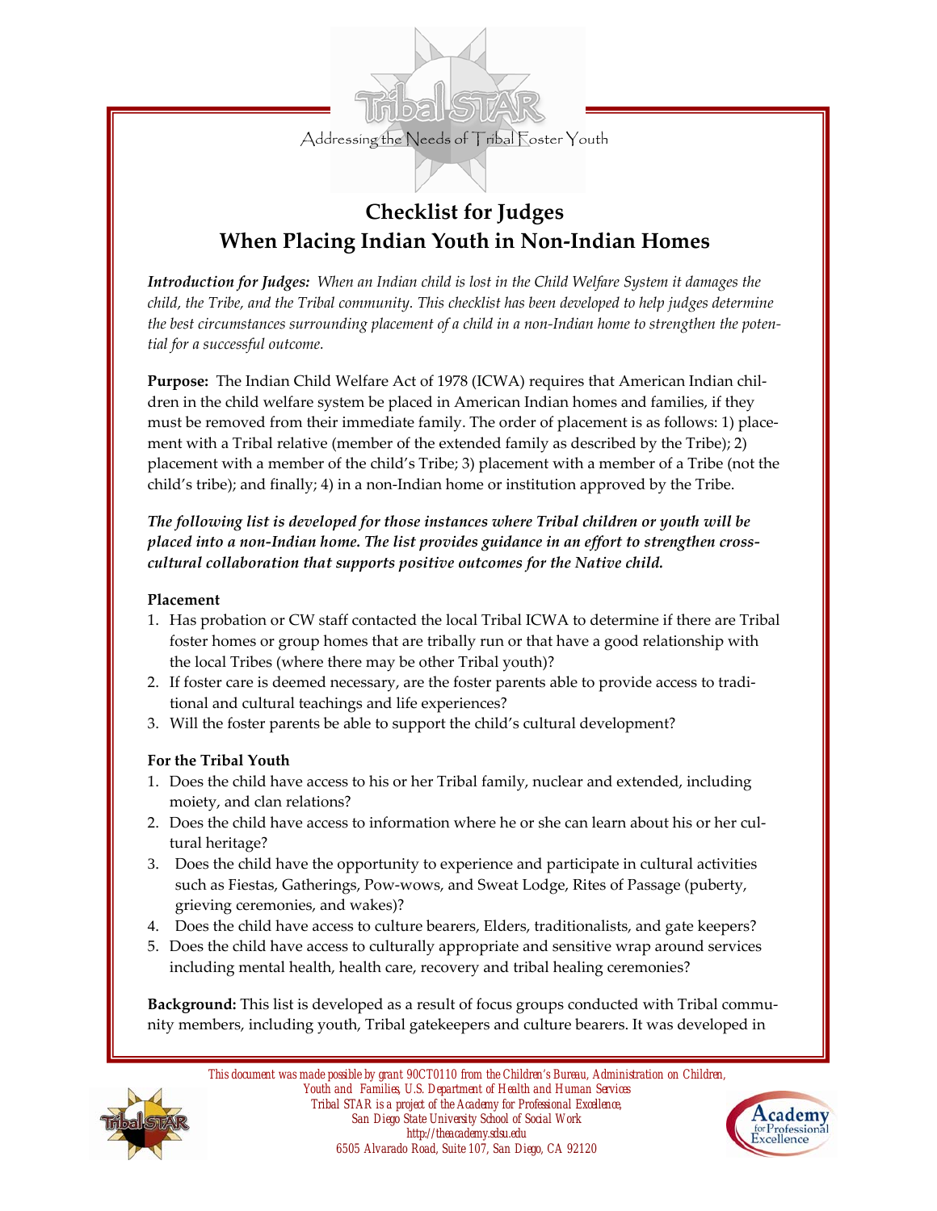Tribal STAR

Addressing the Needs of Tribal Foster Youth

# Checklist for Judges
# When Placing Indian Youth in Non-Indian Homes

***Introduction for Judges:*** *When an Indian child is lost in the Child Welfare System it damages the child, the Tribe, and the Tribal community. This checklist has been developed to help judges determine the best circumstances surrounding placement of a child in a non-Indian home to strengthen the potential for a successful outcome.*

**Purpose:** The Indian Child Welfare Act of 1978 (ICWA) requires that American Indian children in the child welfare system be placed in American Indian homes and families, if they must be removed from their immediate family. The order of placement is as follows: 1) placement with a Tribal relative (member of the extended family as described by the Tribe); 2) placement with a member of the child's Tribe; 3) placement with a member of a Tribe (not the child's tribe); and finally; 4) in a non-Indian home or institution approved by the Tribe.

***The following list is developed for those instances where Tribal children or youth will be placed into a non-Indian home. The list provides guidance in an effort to strengthen cross-cultural collaboration that supports positive outcomes for the Native child.***

**Placement**

1. Has probation or CW staff contacted the local Tribal ICWA to determine if there are Tribal foster homes or group homes that are tribally run or that have a good relationship with the local Tribes (where there may be other Tribal youth)?
2. If foster care is deemed necessary, are the foster parents able to provide access to traditional and cultural teachings and life experiences?
3. Will the foster parents be able to support the child's cultural development?

**For the Tribal Youth**

1. Does the child have access to his or her Tribal family, nuclear and extended, including moiety, and clan relations?
2. Does the child have access to information where he or she can learn about his or her cultural heritage?
3. Does the child have the opportunity to experience and participate in cultural activities such as Fiestas, Gatherings, Pow-wows, and Sweat Lodge, Rites of Passage (puberty, grieving ceremonies, and wakes)?
4. Does the child have access to culture bearers, Elders, traditionalists, and gate keepers?
5. Does the child have access to culturally appropriate and sensitive wrap around services including mental health, health care, recovery and tribal healing ceremonies?

**Background:** This list is developed as a result of focus groups conducted with Tribal community members, including youth, Tribal gatekeepers and culture bearers. It was developed in

*This document was made possible by grant 90CT0110 from the Children's Bureau, Administration on Children, Youth and Families, U.S. Department of Health and Human Services*
*Tribal STAR is a project of the Academy for Professional Excellence, San Diego State University School of Social Work*
*http://theacademy.sdsu.edu*
*6505 Alvarado Road, Suite 107, San Diego, CA 92120*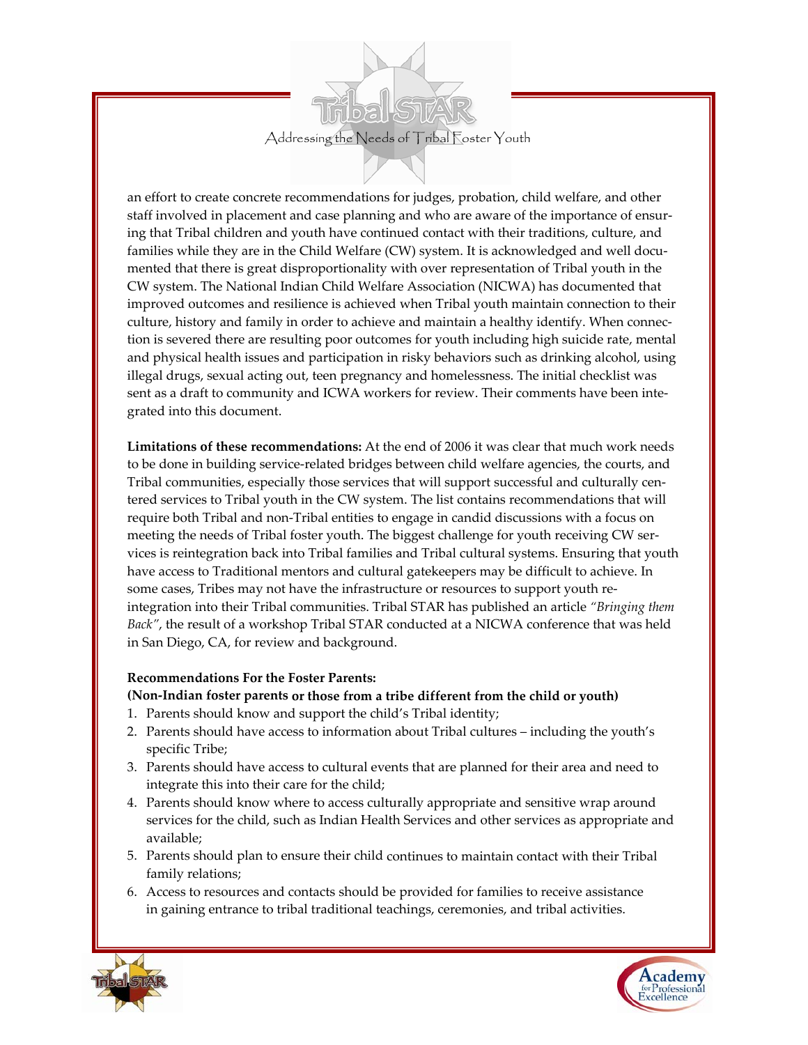an effort to create concrete recommendations for judges, probation, child welfare, and other staff involved in placement and case planning and who are aware of the importance of ensuring that Tribal children and youth have continued contact with their traditions, culture, and families while they are in the Child Welfare (CW) system. It is acknowledged and well documented that there is great disproportionality with over representation of Tribal youth in the CW system. The National Indian Child Welfare Association (NICWA) has documented that improved outcomes and resilience is achieved when Tribal youth maintain connection to their culture, history and family in order to achieve and maintain a healthy identify. When connection is severed there are resulting poor outcomes for youth including high suicide rate, mental and physical health issues and participation in risky behaviors such as drinking alcohol, using illegal drugs, sexual acting out, teen pregnancy and homelessness. The initial checklist was sent as a draft to community and ICWA workers for review. Their comments have been integrated into this document.

**Limitations of these recommendations:** At the end of 2006 it was clear that much work needs to be done in building service-related bridges between child welfare agencies, the courts, and Tribal communities, especially those services that will support successful and culturally centered services to Tribal youth in the CW system. The list contains recommendations that will require both Tribal and non-Tribal entities to engage in candid discussions with a focus on meeting the needs of Tribal foster youth. The biggest challenge for youth receiving CW services is reintegration back into Tribal families and Tribal cultural systems. Ensuring that youth have access to Traditional mentors and cultural gatekeepers may be difficult to achieve. In some cases, Tribes may not have the infrastructure or resources to support youth re-integration into their Tribal communities. Tribal STAR has published an article *"Bringing them Back"*, the result of a workshop Tribal STAR conducted at a NICWA conference that was held in San Diego, CA, for review and background.

**Recommendations For the Foster Parents:**
**(Non-Indian foster parents or those from a tribe different from the child or youth)**

1. Parents should know and support the child's Tribal identity;
2. Parents should have access to information about Tribal cultures – including the youth's specific Tribe;
3. Parents should have access to cultural events that are planned for their area and need to integrate this into their care for the child;
4. Parents should know where to access culturally appropriate and sensitive wrap around services for the child, such as Indian Health Services and other services as appropriate and available;
5. Parents should plan to ensure their child continues to maintain contact with their Tribal family relations;
6. Access to resources and contacts should be provided for families to receive assistance in gaining entrance to tribal traditional teachings, ceremonies, and tribal activities.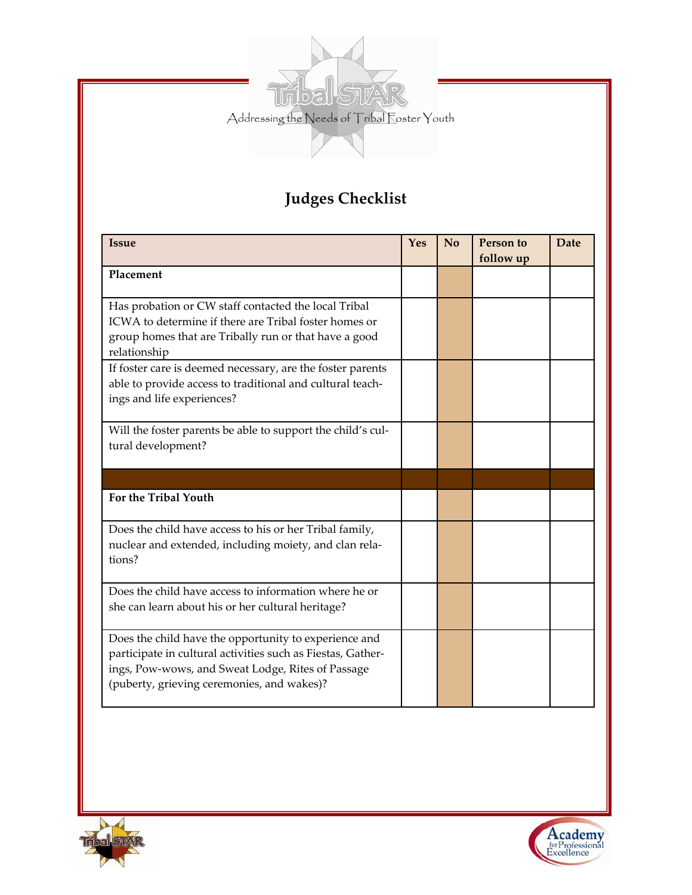Tribal STAR

Addressing the Needs of Tribal Foster Youth

# Judges Checklist

| Issue | Yes | No | Person to follow up | Date |
|---|---|---|---|---|
| **Placement** | | | | |
| Has probation or CW staff contacted the local Tribal ICWA to determine if there are Tribal foster homes or group homes that are Tribally run or that have a good relationship | | | | |
| If foster care is deemed necessary, are the foster parents able to provide access to traditional and cultural teachings and life experiences? | | | | |
| Will the foster parents be able to support the child's cultural development? | | | | |
| | | | | |
| **For the Tribal Youth** | | | | |
| Does the child have access to his or her Tribal family, nuclear and extended, including moiety, and clan relations? | | | | |
| Does the child have access to information where he or she can learn about his or her cultural heritage? | | | | |
| Does the child have the opportunity to experience and participate in cultural activities such as Fiestas, Gatherings, Pow-wows, and Sweat Lodge, Rites of Passage (puberty, grieving ceremonies, and wakes)? | | | | |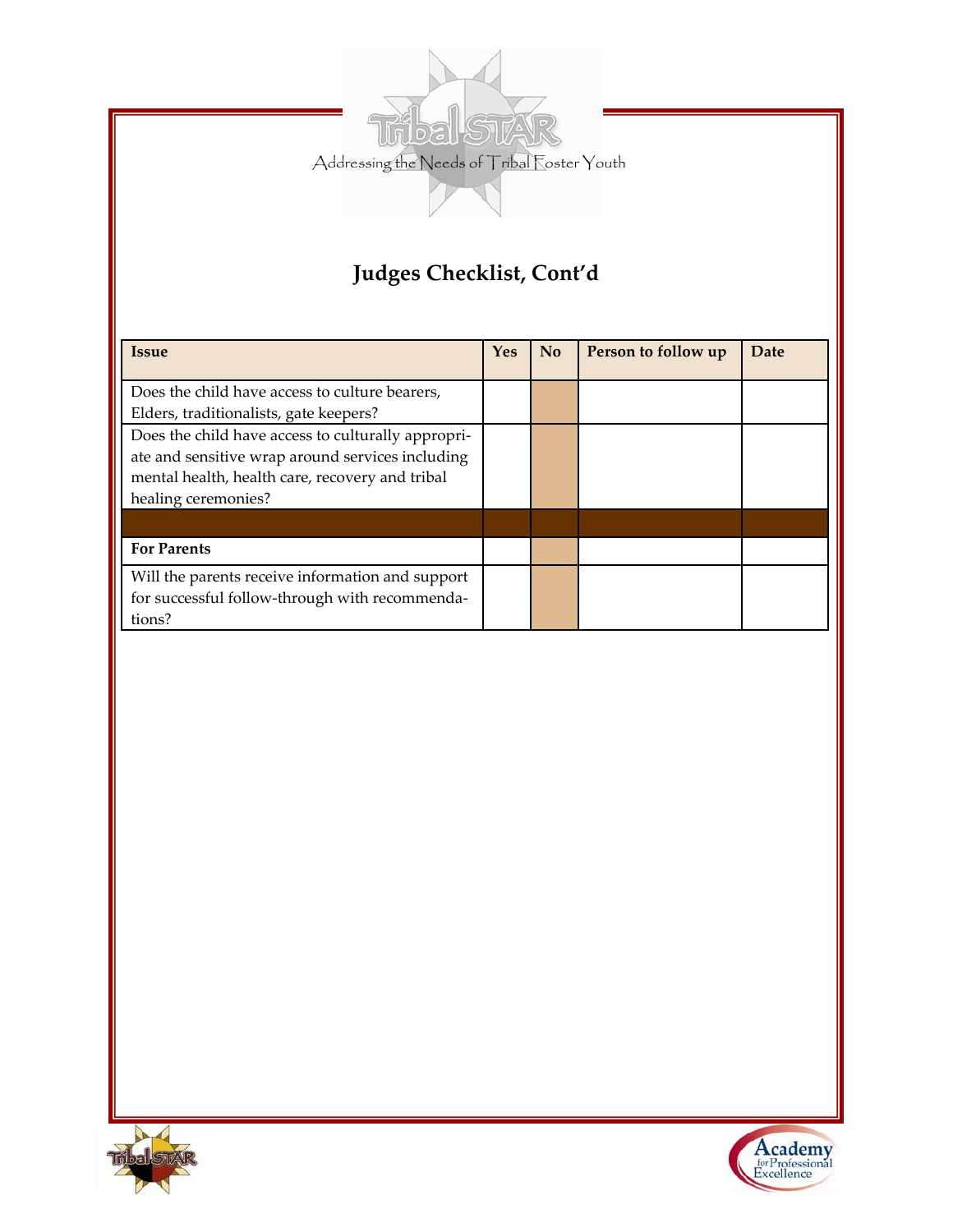Addressing the Needs of Tribal Foster Youth

# Judges Checklist, Cont'd

| Issue | Yes | No | Person to follow up | Date |
|---|---|---|---|---|
| Does the child have access to culture bearers, Elders, traditionalists, gate keepers? | | | | |
| Does the child have access to culturally appropriate and sensitive wrap around services including mental health, health care, recovery and tribal healing ceremonies? | | | | |
| | | | | |
| **For Parents** | | | | |
| Will the parents receive information and support for successful follow-through with recommendations? | | | | |